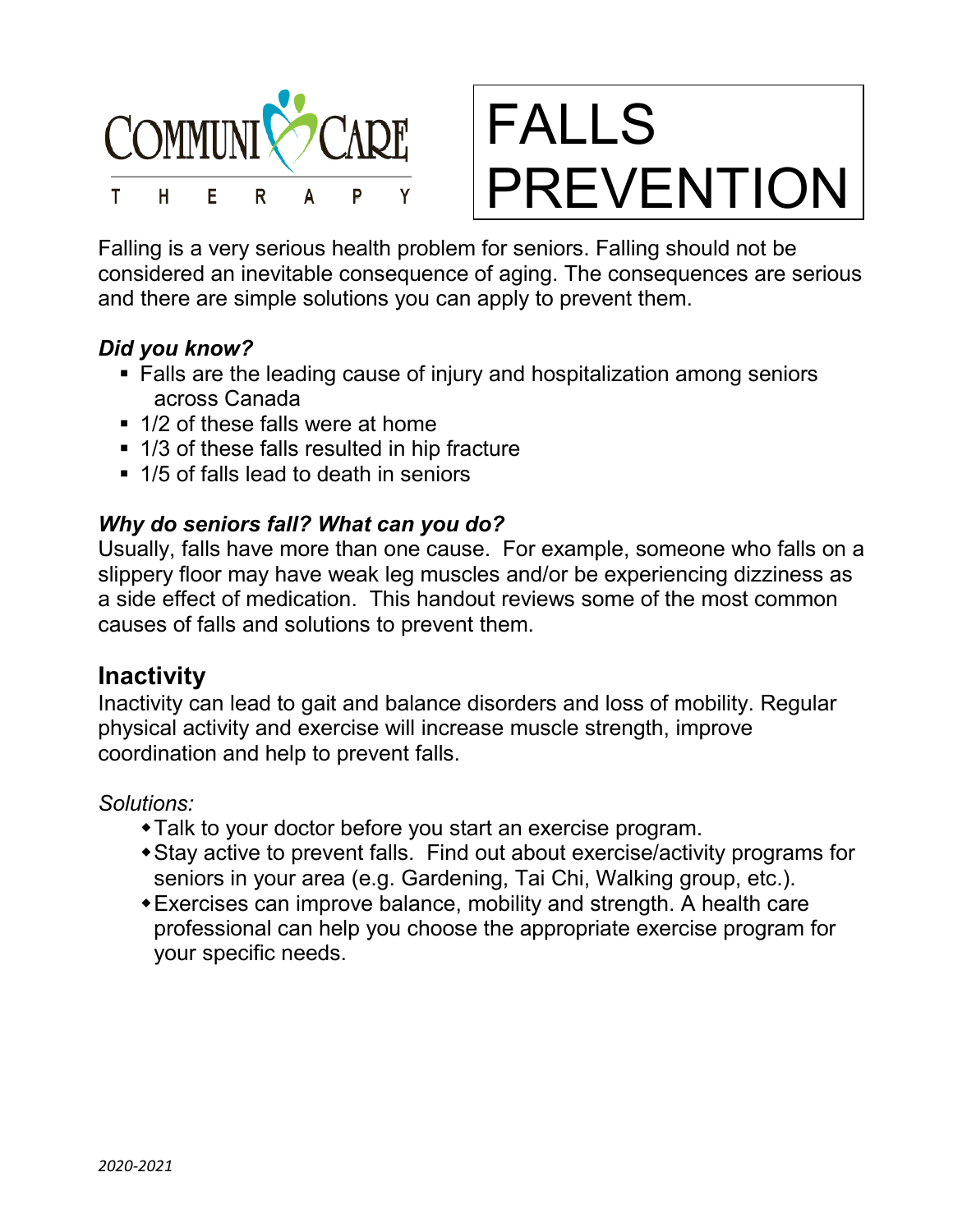COMMUNICARE THERAPY

# FALLS PREVENTION

Falling is a very serious health problem for seniors. Falling should not be considered an inevitable consequence of aging. The consequences are serious and there are simple solutions you can apply to prevent them.

***Did you know?***

- Falls are the leading cause of injury and hospitalization among seniors across Canada
- 1/2 of these falls were at home
- 1/3 of these falls resulted in hip fracture
- 1/5 of falls lead to death in seniors

***Why do seniors fall? What can you do?***

Usually, falls have more than one cause. For example, someone who falls on a slippery floor may have weak leg muscles and/or be experiencing dizziness as a side effect of medication. This handout reviews some of the most common causes of falls and solutions to prevent them.

## Inactivity

Inactivity can lead to gait and balance disorders and loss of mobility. Regular physical activity and exercise will increase muscle strength, improve coordination and help to prevent falls.

*Solutions:*

- Talk to your doctor before you start an exercise program.
- Stay active to prevent falls. Find out about exercise/activity programs for seniors in your area (e.g. Gardening, Tai Chi, Walking group, etc.).
- Exercises can improve balance, mobility and strength. A health care professional can help you choose the appropriate exercise program for your specific needs.

*2020-2021*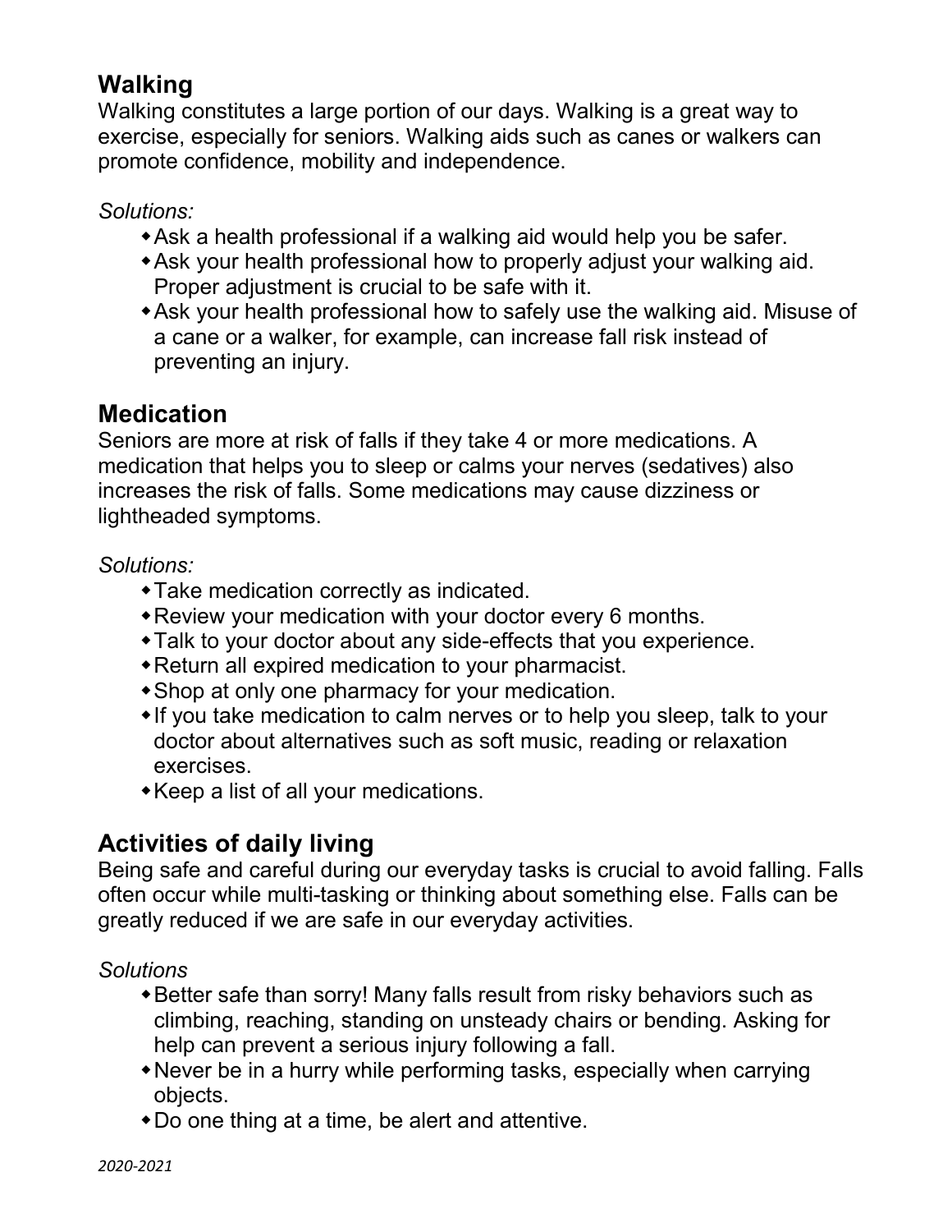## Walking

Walking constitutes a large portion of our days. Walking is a great way to exercise, especially for seniors. Walking aids such as canes or walkers can promote confidence, mobility and independence.

*Solutions:*

- Ask a health professional if a walking aid would help you be safer.
- Ask your health professional how to properly adjust your walking aid. Proper adjustment is crucial to be safe with it.
- Ask your health professional how to safely use the walking aid. Misuse of a cane or a walker, for example, can increase fall risk instead of preventing an injury.

## Medication

Seniors are more at risk of falls if they take 4 or more medications. A medication that helps you to sleep or calms your nerves (sedatives) also increases the risk of falls. Some medications may cause dizziness or lightheaded symptoms.

*Solutions:*

- Take medication correctly as indicated.
- Review your medication with your doctor every 6 months.
- Talk to your doctor about any side-effects that you experience.
- Return all expired medication to your pharmacist.
- Shop at only one pharmacy for your medication.
- If you take medication to calm nerves or to help you sleep, talk to your doctor about alternatives such as soft music, reading or relaxation exercises.
- Keep a list of all your medications.

## Activities of daily living

Being safe and careful during our everyday tasks is crucial to avoid falling. Falls often occur while multi-tasking or thinking about something else. Falls can be greatly reduced if we are safe in our everyday activities.

*Solutions*

- Better safe than sorry! Many falls result from risky behaviors such as climbing, reaching, standing on unsteady chairs or bending. Asking for help can prevent a serious injury following a fall.
- Never be in a hurry while performing tasks, especially when carrying objects.
- Do one thing at a time, be alert and attentive.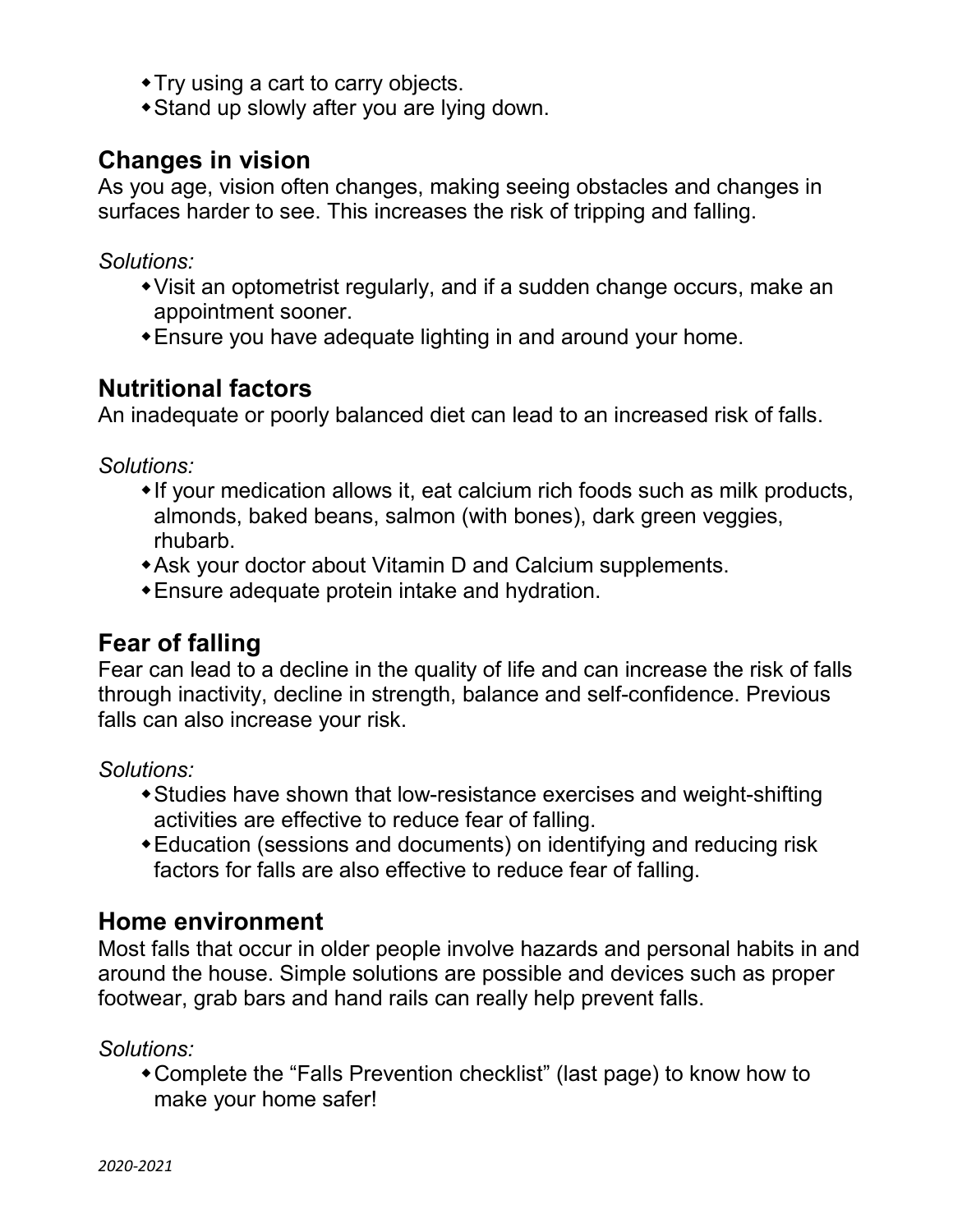- Try using a cart to carry objects.
- Stand up slowly after you are lying down.

## Changes in vision

As you age, vision often changes, making seeing obstacles and changes in surfaces harder to see. This increases the risk of tripping and falling.

*Solutions:*

- Visit an optometrist regularly, and if a sudden change occurs, make an appointment sooner.
- Ensure you have adequate lighting in and around your home.

## Nutritional factors

An inadequate or poorly balanced diet can lead to an increased risk of falls.

*Solutions:*

- If your medication allows it, eat calcium rich foods such as milk products, almonds, baked beans, salmon (with bones), dark green veggies, rhubarb.
- Ask your doctor about Vitamin D and Calcium supplements.
- Ensure adequate protein intake and hydration.

## Fear of falling

Fear can lead to a decline in the quality of life and can increase the risk of falls through inactivity, decline in strength, balance and self-confidence. Previous falls can also increase your risk.

*Solutions:*

- Studies have shown that low-resistance exercises and weight-shifting activities are effective to reduce fear of falling.
- Education (sessions and documents) on identifying and reducing risk factors for falls are also effective to reduce fear of falling.

## Home environment

Most falls that occur in older people involve hazards and personal habits in and around the house. Simple solutions are possible and devices such as proper footwear, grab bars and hand rails can really help prevent falls.

*Solutions:*

- Complete the "Falls Prevention checklist" (last page) to know how to make your home safer!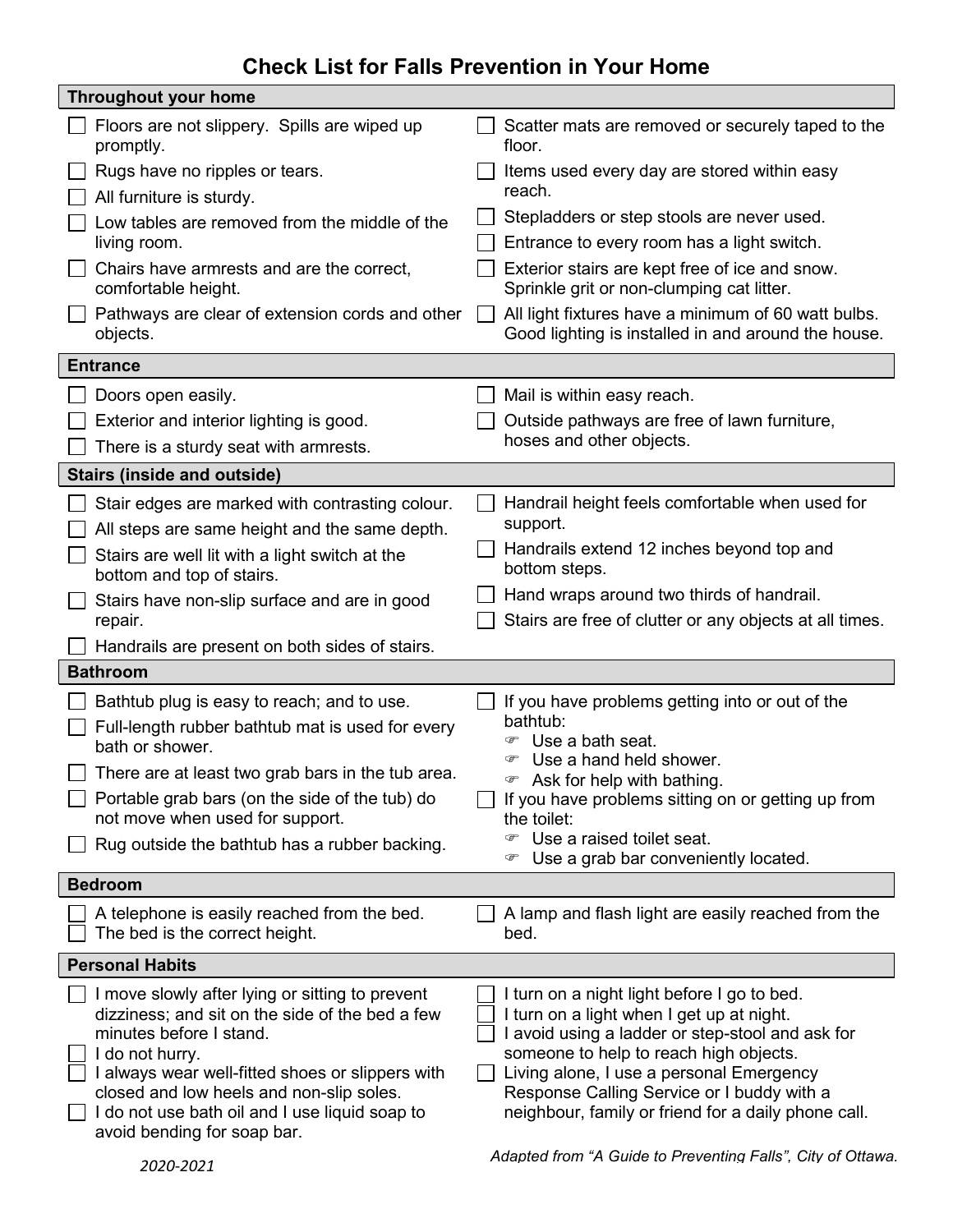# Check List for Falls Prevention in Your Home

## Throughout your home

- [ ] Floors are not slippery. Spills are wiped up promptly.
- [ ] Rugs have no ripples or tears.
- [ ] All furniture is sturdy.
- [ ] Low tables are removed from the middle of the living room.
- [ ] Chairs have armrests and are the correct, comfortable height.
- [ ] Pathways are clear of extension cords and other objects.
- [ ] Scatter mats are removed or securely taped to the floor.
- [ ] Items used every day are stored within easy reach.
- [ ] Stepladders or step stools are never used.
- [ ] Entrance to every room has a light switch.
- [ ] Exterior stairs are kept free of ice and snow. Sprinkle grit or non-clumping cat litter.
- [ ] All light fixtures have a minimum of 60 watt bulbs. Good lighting is installed in and around the house.

## Entrance

- [ ] Doors open easily.
- [ ] Exterior and interior lighting is good.
- [ ] There is a sturdy seat with armrests.
- [ ] Mail is within easy reach.
- [ ] Outside pathways are free of lawn furniture, hoses and other objects.

## Stairs (inside and outside)

- [ ] Stair edges are marked with contrasting colour.
- [ ] All steps are same height and the same depth.
- [ ] Stairs are well lit with a light switch at the bottom and top of stairs.
- [ ] Stairs have non-slip surface and are in good repair.
- [ ] Handrails are present on both sides of stairs.
- [ ] Handrail height feels comfortable when used for support.
- [ ] Handrails extend 12 inches beyond top and bottom steps.
- [ ] Hand wraps around two thirds of handrail.
- [ ] Stairs are free of clutter or any objects at all times.

## Bathroom

- [ ] Bathtub plug is easy to reach; and to use.
- [ ] Full-length rubber bathtub mat is used for every bath or shower.
- [ ] There are at least two grab bars in the tub area.
- [ ] Portable grab bars (on the side of the tub) do not move when used for support.
- [ ] Rug outside the bathtub has a rubber backing.
- [ ] If you have problems getting into or out of the bathtub:
  - ☞ Use a bath seat.
  - ☞ Use a hand held shower.
  - ☞ Ask for help with bathing.
- [ ] If you have problems sitting on or getting up from the toilet:
  - ☞ Use a raised toilet seat.
  - ☞ Use a grab bar conveniently located.

## Bedroom

- [ ] A telephone is easily reached from the bed.
- [ ] The bed is the correct height.
- [ ] A lamp and flash light are easily reached from the bed.

## Personal Habits

- [ ] I move slowly after lying or sitting to prevent dizziness; and sit on the side of the bed a few minutes before I stand.
- [ ] I do not hurry.
- [ ] I always wear well-fitted shoes or slippers with closed and low heels and non-slip soles.
- [ ] I do not use bath oil and I use liquid soap to avoid bending for soap bar.
- [ ] I turn on a night light before I go to bed.
- [ ] I turn on a light when I get up at night.
- [ ] I avoid using a ladder or step-stool and ask for someone to help to reach high objects.
- [ ] Living alone, I use a personal Emergency Response Calling Service or I buddy with a neighbour, family or friend for a daily phone call.

*Adapted from "A Guide to Preventing Falls", City of Ottawa.*

*2020-2021*